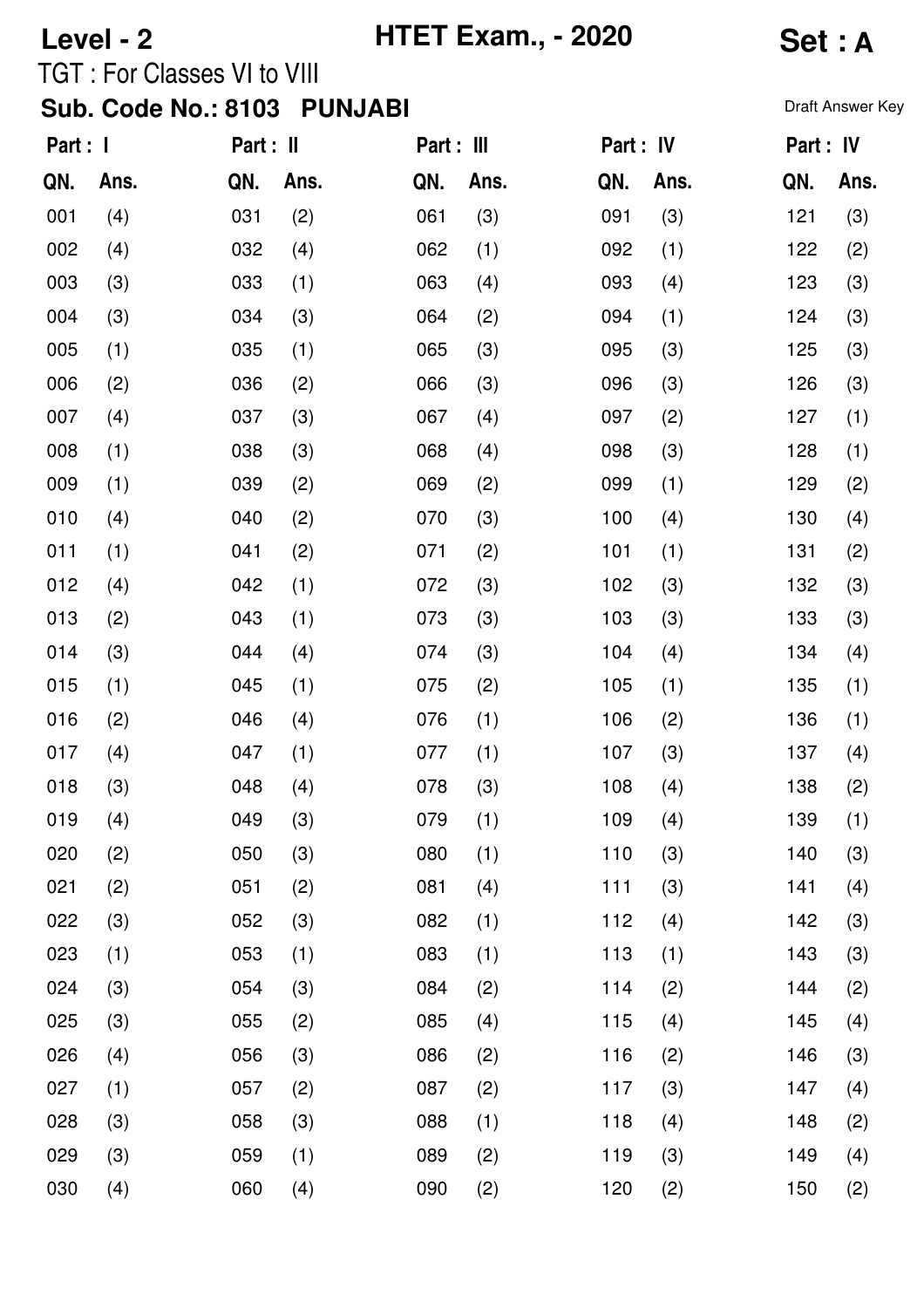**Level - 2** **HTET Exam., - 2020** **Set : A**

TGT : For Classes VI to VIII

**Sub. Code No.: 8103 PUNJABI**

Draft Answer Key

| Part : I | | Part : II | | Part : III | | Part : IV | | Part : IV | |
|---|---|---|---|---|---|---|---|---|---|
| **QN.** | **Ans.** | **QN.** | **Ans.** | **QN.** | **Ans.** | **QN.** | **Ans.** | **QN.** | **Ans.** |
| 001 | (4) | 031 | (2) | 061 | (3) | 091 | (3) | 121 | (3) |
| 002 | (4) | 032 | (4) | 062 | (1) | 092 | (1) | 122 | (2) |
| 003 | (3) | 033 | (1) | 063 | (4) | 093 | (4) | 123 | (3) |
| 004 | (3) | 034 | (3) | 064 | (2) | 094 | (1) | 124 | (3) |
| 005 | (1) | 035 | (1) | 065 | (3) | 095 | (3) | 125 | (3) |
| 006 | (2) | 036 | (2) | 066 | (3) | 096 | (3) | 126 | (3) |
| 007 | (4) | 037 | (3) | 067 | (4) | 097 | (2) | 127 | (1) |
| 008 | (1) | 038 | (3) | 068 | (4) | 098 | (3) | 128 | (1) |
| 009 | (1) | 039 | (2) | 069 | (2) | 099 | (1) | 129 | (2) |
| 010 | (4) | 040 | (2) | 070 | (3) | 100 | (4) | 130 | (4) |
| 011 | (1) | 041 | (2) | 071 | (2) | 101 | (1) | 131 | (2) |
| 012 | (4) | 042 | (1) | 072 | (3) | 102 | (3) | 132 | (3) |
| 013 | (2) | 043 | (1) | 073 | (3) | 103 | (3) | 133 | (3) |
| 014 | (3) | 044 | (4) | 074 | (3) | 104 | (4) | 134 | (4) |
| 015 | (1) | 045 | (1) | 075 | (2) | 105 | (1) | 135 | (1) |
| 016 | (2) | 046 | (4) | 076 | (1) | 106 | (2) | 136 | (1) |
| 017 | (4) | 047 | (1) | 077 | (1) | 107 | (3) | 137 | (4) |
| 018 | (3) | 048 | (4) | 078 | (3) | 108 | (4) | 138 | (2) |
| 019 | (4) | 049 | (3) | 079 | (1) | 109 | (4) | 139 | (1) |
| 020 | (2) | 050 | (3) | 080 | (1) | 110 | (3) | 140 | (3) |
| 021 | (2) | 051 | (2) | 081 | (4) | 111 | (3) | 141 | (4) |
| 022 | (3) | 052 | (3) | 082 | (1) | 112 | (4) | 142 | (3) |
| 023 | (1) | 053 | (1) | 083 | (1) | 113 | (1) | 143 | (3) |
| 024 | (3) | 054 | (3) | 084 | (2) | 114 | (2) | 144 | (2) |
| 025 | (3) | 055 | (2) | 085 | (4) | 115 | (4) | 145 | (4) |
| 026 | (4) | 056 | (3) | 086 | (2) | 116 | (2) | 146 | (3) |
| 027 | (1) | 057 | (2) | 087 | (2) | 117 | (3) | 147 | (4) |
| 028 | (3) | 058 | (3) | 088 | (1) | 118 | (4) | 148 | (2) |
| 029 | (3) | 059 | (1) | 089 | (2) | 119 | (3) | 149 | (4) |
| 030 | (4) | 060 | (4) | 090 | (2) | 120 | (2) | 150 | (2) |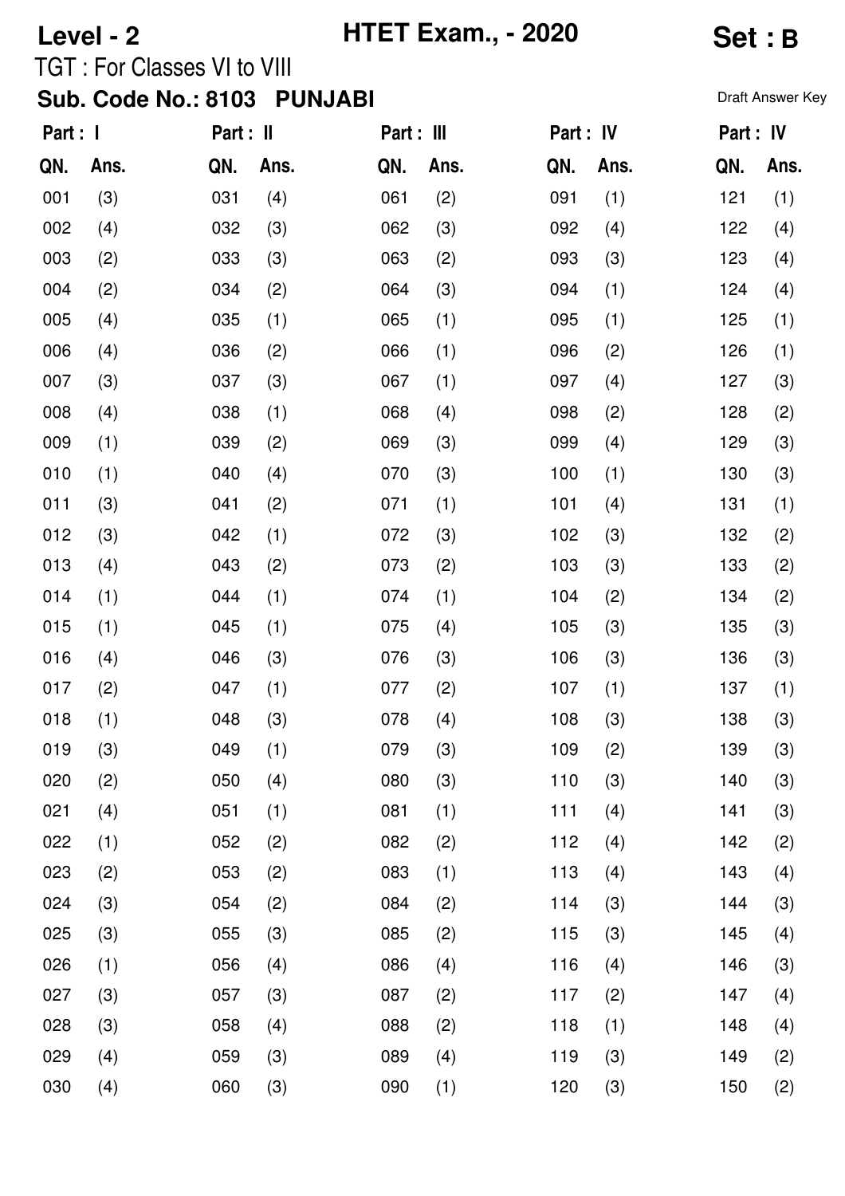**Level - 2** **HTET Exam., - 2020** **Set : B**

TGT : For Classes VI to VIII

**Sub. Code No.: 8103 PUNJABI**

Draft Answer Key

| Part : I | | Part : II | | Part : III | | Part : IV | | Part : IV | |
|---|---|---|---|---|---|---|---|---|---|
| QN. | Ans. | QN. | Ans. | QN. | Ans. | QN. | Ans. | QN. | Ans. |
| 001 | (3) | 031 | (4) | 061 | (2) | 091 | (1) | 121 | (1) |
| 002 | (4) | 032 | (3) | 062 | (3) | 092 | (4) | 122 | (4) |
| 003 | (2) | 033 | (3) | 063 | (2) | 093 | (3) | 123 | (4) |
| 004 | (2) | 034 | (2) | 064 | (3) | 094 | (1) | 124 | (4) |
| 005 | (4) | 035 | (1) | 065 | (1) | 095 | (1) | 125 | (1) |
| 006 | (4) | 036 | (2) | 066 | (1) | 096 | (2) | 126 | (1) |
| 007 | (3) | 037 | (3) | 067 | (1) | 097 | (4) | 127 | (3) |
| 008 | (4) | 038 | (1) | 068 | (4) | 098 | (2) | 128 | (2) |
| 009 | (1) | 039 | (2) | 069 | (3) | 099 | (4) | 129 | (3) |
| 010 | (1) | 040 | (4) | 070 | (3) | 100 | (1) | 130 | (3) |
| 011 | (3) | 041 | (2) | 071 | (1) | 101 | (4) | 131 | (1) |
| 012 | (3) | 042 | (1) | 072 | (3) | 102 | (3) | 132 | (2) |
| 013 | (4) | 043 | (2) | 073 | (2) | 103 | (3) | 133 | (2) |
| 014 | (1) | 044 | (1) | 074 | (1) | 104 | (2) | 134 | (2) |
| 015 | (1) | 045 | (1) | 075 | (4) | 105 | (3) | 135 | (3) |
| 016 | (4) | 046 | (3) | 076 | (3) | 106 | (3) | 136 | (3) |
| 017 | (2) | 047 | (1) | 077 | (2) | 107 | (1) | 137 | (1) |
| 018 | (1) | 048 | (3) | 078 | (4) | 108 | (3) | 138 | (3) |
| 019 | (3) | 049 | (1) | 079 | (3) | 109 | (2) | 139 | (3) |
| 020 | (2) | 050 | (4) | 080 | (3) | 110 | (3) | 140 | (3) |
| 021 | (4) | 051 | (1) | 081 | (1) | 111 | (4) | 141 | (3) |
| 022 | (1) | 052 | (2) | 082 | (2) | 112 | (4) | 142 | (2) |
| 023 | (2) | 053 | (2) | 083 | (1) | 113 | (4) | 143 | (4) |
| 024 | (3) | 054 | (2) | 084 | (2) | 114 | (3) | 144 | (3) |
| 025 | (3) | 055 | (3) | 085 | (2) | 115 | (3) | 145 | (4) |
| 026 | (1) | 056 | (4) | 086 | (4) | 116 | (4) | 146 | (3) |
| 027 | (3) | 057 | (3) | 087 | (2) | 117 | (2) | 147 | (4) |
| 028 | (3) | 058 | (4) | 088 | (2) | 118 | (1) | 148 | (4) |
| 029 | (4) | 059 | (3) | 089 | (4) | 119 | (3) | 149 | (2) |
| 030 | (4) | 060 | (3) | 090 | (1) | 120 | (3) | 150 | (2) |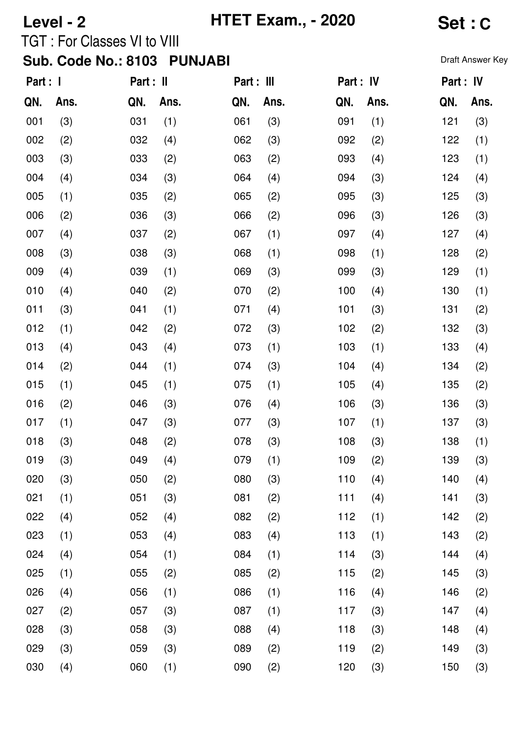**Level - 2** **HTET Exam., - 2020** **Set : C**

TGT : For Classes VI to VIII

**Sub. Code No.: 8103 PUNJABI**

Draft Answer Key

| Part : I | | Part : II | | Part : III | | Part : IV | | Part : IV | |
|---|---|---|---|---|---|---|---|---|---|
| QN. | Ans. | QN. | Ans. | QN. | Ans. | QN. | Ans. | QN. | Ans. |
| 001 | (3) | 031 | (1) | 061 | (3) | 091 | (1) | 121 | (3) |
| 002 | (2) | 032 | (4) | 062 | (3) | 092 | (2) | 122 | (1) |
| 003 | (3) | 033 | (2) | 063 | (2) | 093 | (4) | 123 | (1) |
| 004 | (4) | 034 | (3) | 064 | (4) | 094 | (3) | 124 | (4) |
| 005 | (1) | 035 | (2) | 065 | (2) | 095 | (3) | 125 | (3) |
| 006 | (2) | 036 | (3) | 066 | (2) | 096 | (3) | 126 | (3) |
| 007 | (4) | 037 | (2) | 067 | (1) | 097 | (4) | 127 | (4) |
| 008 | (3) | 038 | (3) | 068 | (1) | 098 | (1) | 128 | (2) |
| 009 | (4) | 039 | (1) | 069 | (3) | 099 | (3) | 129 | (1) |
| 010 | (4) | 040 | (2) | 070 | (2) | 100 | (4) | 130 | (1) |
| 011 | (3) | 041 | (1) | 071 | (4) | 101 | (3) | 131 | (2) |
| 012 | (1) | 042 | (2) | 072 | (3) | 102 | (2) | 132 | (3) |
| 013 | (4) | 043 | (4) | 073 | (1) | 103 | (1) | 133 | (4) |
| 014 | (2) | 044 | (1) | 074 | (3) | 104 | (4) | 134 | (2) |
| 015 | (1) | 045 | (1) | 075 | (1) | 105 | (4) | 135 | (2) |
| 016 | (2) | 046 | (3) | 076 | (4) | 106 | (3) | 136 | (3) |
| 017 | (1) | 047 | (3) | 077 | (3) | 107 | (1) | 137 | (3) |
| 018 | (3) | 048 | (2) | 078 | (3) | 108 | (3) | 138 | (1) |
| 019 | (3) | 049 | (4) | 079 | (1) | 109 | (2) | 139 | (3) |
| 020 | (3) | 050 | (2) | 080 | (3) | 110 | (4) | 140 | (4) |
| 021 | (1) | 051 | (3) | 081 | (2) | 111 | (4) | 141 | (3) |
| 022 | (4) | 052 | (4) | 082 | (2) | 112 | (1) | 142 | (2) |
| 023 | (1) | 053 | (4) | 083 | (4) | 113 | (1) | 143 | (2) |
| 024 | (4) | 054 | (1) | 084 | (1) | 114 | (3) | 144 | (4) |
| 025 | (1) | 055 | (2) | 085 | (2) | 115 | (2) | 145 | (3) |
| 026 | (4) | 056 | (1) | 086 | (1) | 116 | (4) | 146 | (2) |
| 027 | (2) | 057 | (3) | 087 | (1) | 117 | (3) | 147 | (4) |
| 028 | (3) | 058 | (3) | 088 | (4) | 118 | (3) | 148 | (4) |
| 029 | (3) | 059 | (3) | 089 | (2) | 119 | (2) | 149 | (3) |
| 030 | (4) | 060 | (1) | 090 | (2) | 120 | (3) | 150 | (3) |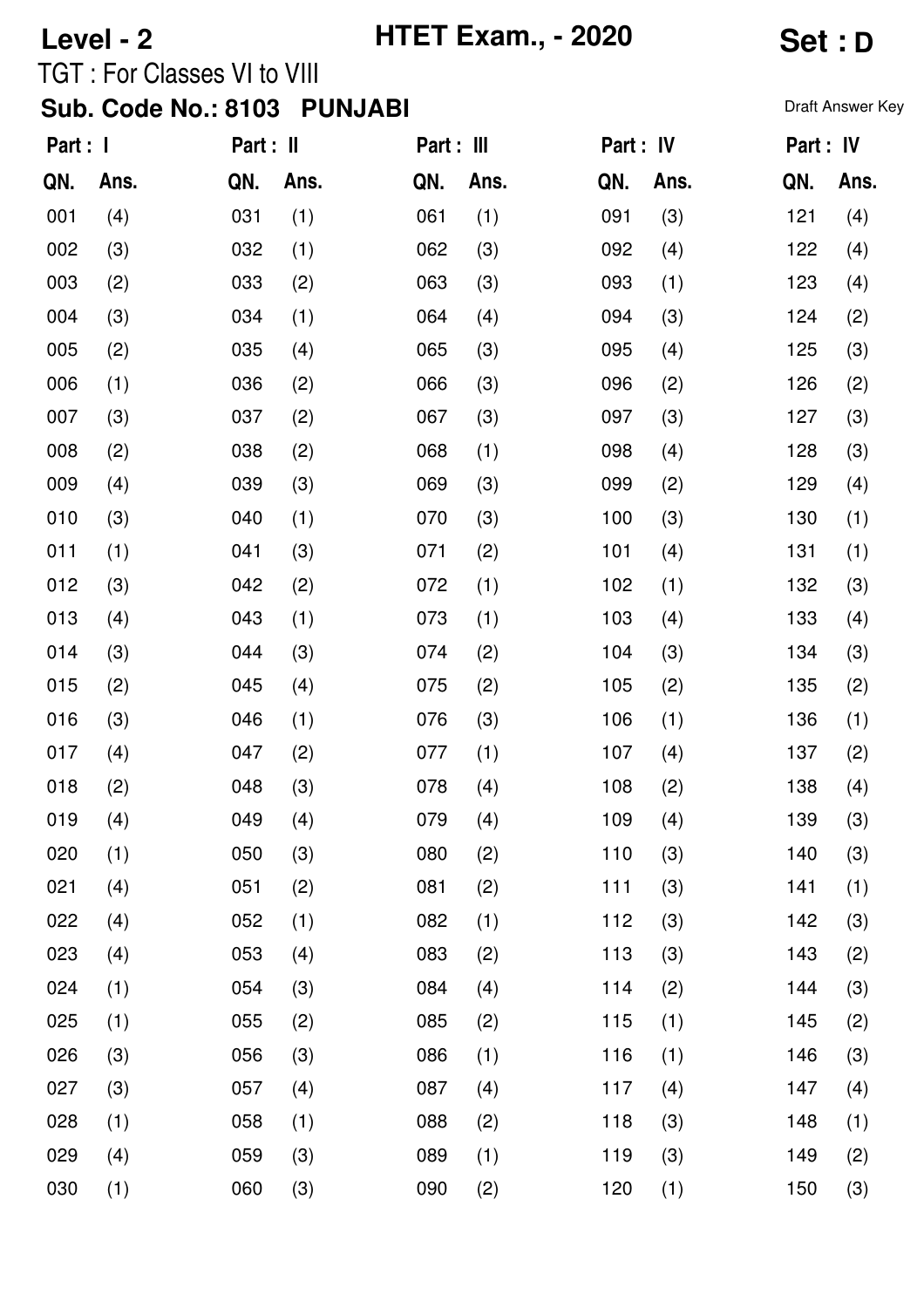**Level - 2** **HTET Exam., - 2020** **Set : D**

TGT : For Classes VI to VIII

**Sub. Code No.: 8103 PUNJABI**

Draft Answer Key

| Part : I | | Part : II | | Part : III | | Part : IV | | Part : IV | |
|---|---|---|---|---|---|---|---|---|---|
| QN. | Ans. | QN. | Ans. | QN. | Ans. | QN. | Ans. | QN. | Ans. |
| 001 | (4) | 031 | (1) | 061 | (1) | 091 | (3) | 121 | (4) |
| 002 | (3) | 032 | (1) | 062 | (3) | 092 | (4) | 122 | (4) |
| 003 | (2) | 033 | (2) | 063 | (3) | 093 | (1) | 123 | (4) |
| 004 | (3) | 034 | (1) | 064 | (4) | 094 | (3) | 124 | (2) |
| 005 | (2) | 035 | (4) | 065 | (3) | 095 | (4) | 125 | (3) |
| 006 | (1) | 036 | (2) | 066 | (3) | 096 | (2) | 126 | (2) |
| 007 | (3) | 037 | (2) | 067 | (3) | 097 | (3) | 127 | (3) |
| 008 | (2) | 038 | (2) | 068 | (1) | 098 | (4) | 128 | (3) |
| 009 | (4) | 039 | (3) | 069 | (3) | 099 | (2) | 129 | (4) |
| 010 | (3) | 040 | (1) | 070 | (3) | 100 | (3) | 130 | (1) |
| 011 | (1) | 041 | (3) | 071 | (2) | 101 | (4) | 131 | (1) |
| 012 | (3) | 042 | (2) | 072 | (1) | 102 | (1) | 132 | (3) |
| 013 | (4) | 043 | (1) | 073 | (1) | 103 | (4) | 133 | (4) |
| 014 | (3) | 044 | (3) | 074 | (2) | 104 | (3) | 134 | (3) |
| 015 | (2) | 045 | (4) | 075 | (2) | 105 | (2) | 135 | (2) |
| 016 | (3) | 046 | (1) | 076 | (3) | 106 | (1) | 136 | (1) |
| 017 | (4) | 047 | (2) | 077 | (1) | 107 | (4) | 137 | (2) |
| 018 | (2) | 048 | (3) | 078 | (4) | 108 | (2) | 138 | (4) |
| 019 | (4) | 049 | (4) | 079 | (4) | 109 | (4) | 139 | (3) |
| 020 | (1) | 050 | (3) | 080 | (2) | 110 | (3) | 140 | (3) |
| 021 | (4) | 051 | (2) | 081 | (2) | 111 | (3) | 141 | (1) |
| 022 | (4) | 052 | (1) | 082 | (1) | 112 | (3) | 142 | (3) |
| 023 | (4) | 053 | (4) | 083 | (2) | 113 | (3) | 143 | (2) |
| 024 | (1) | 054 | (3) | 084 | (4) | 114 | (2) | 144 | (3) |
| 025 | (1) | 055 | (2) | 085 | (2) | 115 | (1) | 145 | (2) |
| 026 | (3) | 056 | (3) | 086 | (1) | 116 | (1) | 146 | (3) |
| 027 | (3) | 057 | (4) | 087 | (4) | 117 | (4) | 147 | (4) |
| 028 | (1) | 058 | (1) | 088 | (2) | 118 | (3) | 148 | (1) |
| 029 | (4) | 059 | (3) | 089 | (1) | 119 | (3) | 149 | (2) |
| 030 | (1) | 060 | (3) | 090 | (2) | 120 | (1) | 150 | (3) |